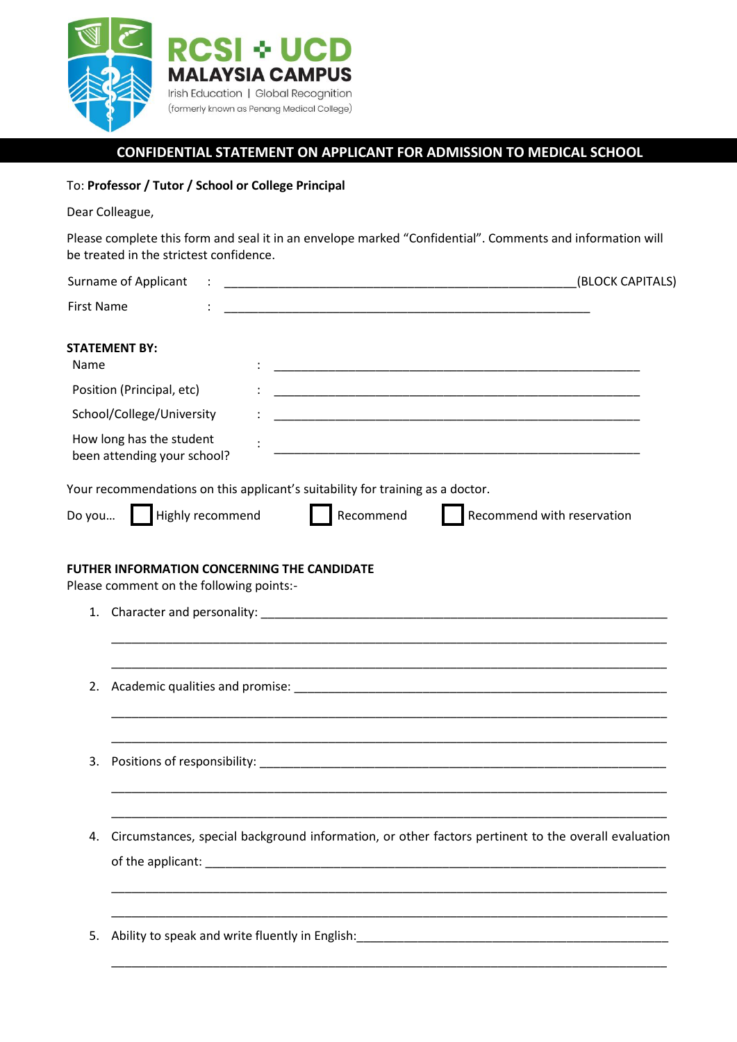RCSI + UCD
MALAYSIA CAMPUS
Irish Education | Global Recognition
(formerly known as Penang Medical College)

# CONFIDENTIAL STATEMENT ON APPLICANT FOR ADMISSION TO MEDICAL SCHOOL

To: **Professor / Tutor / School or College Principal**

Dear Colleague,

Please complete this form and seal it in an envelope marked "Confidential". Comments and information will be treated in the strictest confidence.

Surname of Applicant : ______________________________________________(BLOCK CAPITALS)

First Name : ______________________________________________

**STATEMENT BY:**

Name : ______________________________________________

Position (Principal, etc) : ______________________________________________

School/College/University : ______________________________________________

How long has the student been attending your school? : ______________________________________________

Your recommendations on this applicant's suitability for training as a doctor.

Do you… ☐ Highly recommend ☐ Recommend ☐ Recommend with reservation

**FUTHER INFORMATION CONCERNING THE CANDIDATE**

Please comment on the following points:-

1. Character and personality: ______________________________________________

   ______________________________________________

   ______________________________________________

2. Academic qualities and promise: ______________________________________________

   ______________________________________________

   ______________________________________________

3. Positions of responsibility: ______________________________________________

   ______________________________________________

   ______________________________________________

4. Circumstances, special background information, or other factors pertinent to the overall evaluation of the applicant: ______________________________________________

   ______________________________________________

   ______________________________________________

5. Ability to speak and write fluently in English:______________________________________________

   ______________________________________________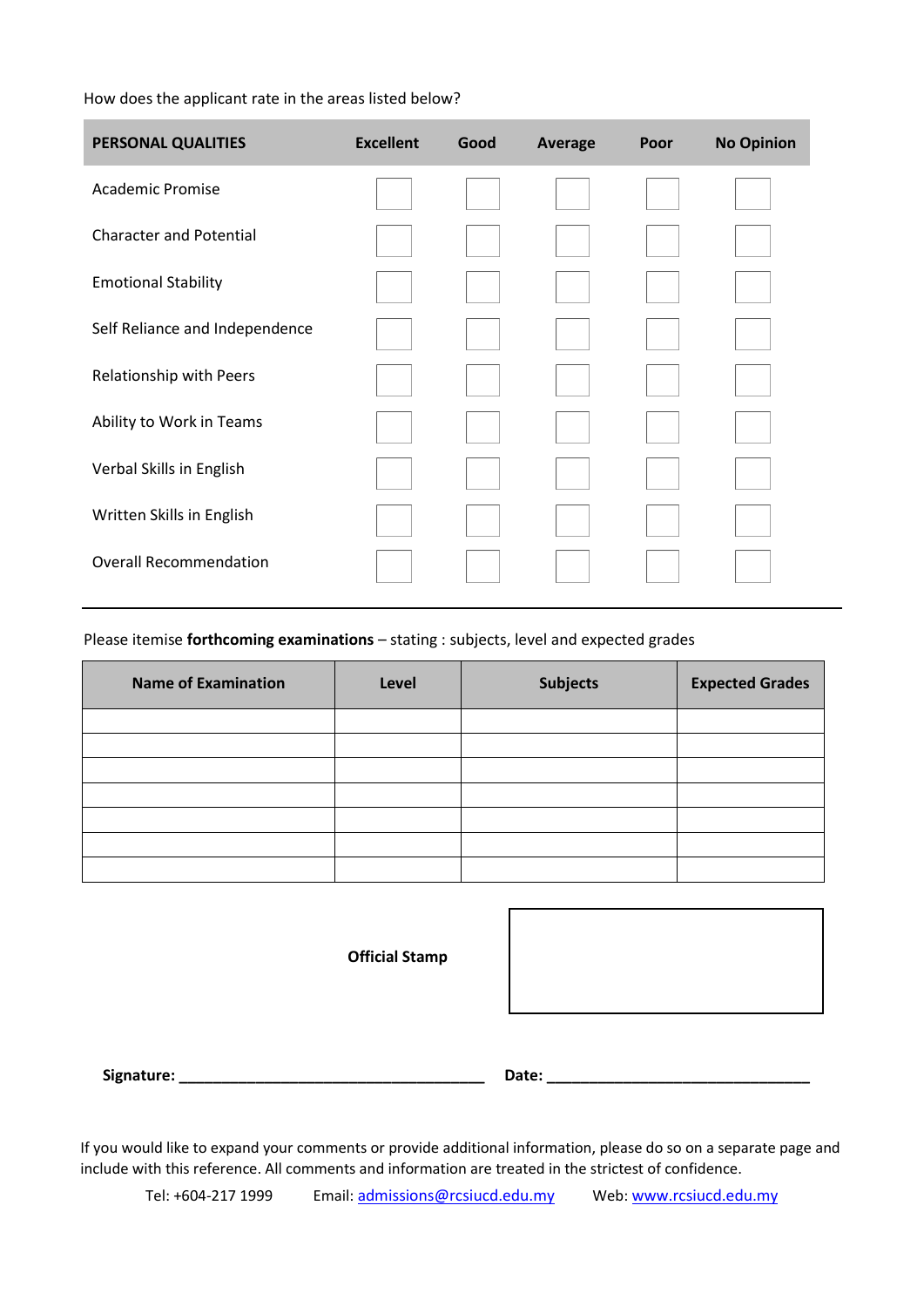How does the applicant rate in the areas listed below?

| PERSONAL QUALITIES | Excellent | Good | Average | Poor | No Opinion |
|---|---|---|---|---|---|
| Academic Promise | | | | | |
| Character and Potential | | | | | |
| Emotional Stability | | | | | |
| Self Reliance and Independence | | | | | |
| Relationship with Peers | | | | | |
| Ability to Work in Teams | | | | | |
| Verbal Skills in English | | | | | |
| Written Skills in English | | | | | |
| Overall Recommendation | | | | | |

---

Please itemise **forthcoming examinations** – stating : subjects, level and expected grades

| Name of Examination | Level | Subjects | Expected Grades |
|---|---|---|---|
| | | | |
| | | | |
| | | | |
| | | | |
| | | | |
| | | | |
| | | | |

**Official Stamp**

**Signature:** ____________________________________ **Date:** _______________________________

If you would like to expand your comments or provide additional information, please do so on a separate page and include with this reference. All comments and information are treated in the strictest of confidence.

Tel: +604-217 1999 Email: admissions@rcsiucd.edu.my Web: www.rcsiucd.edu.my